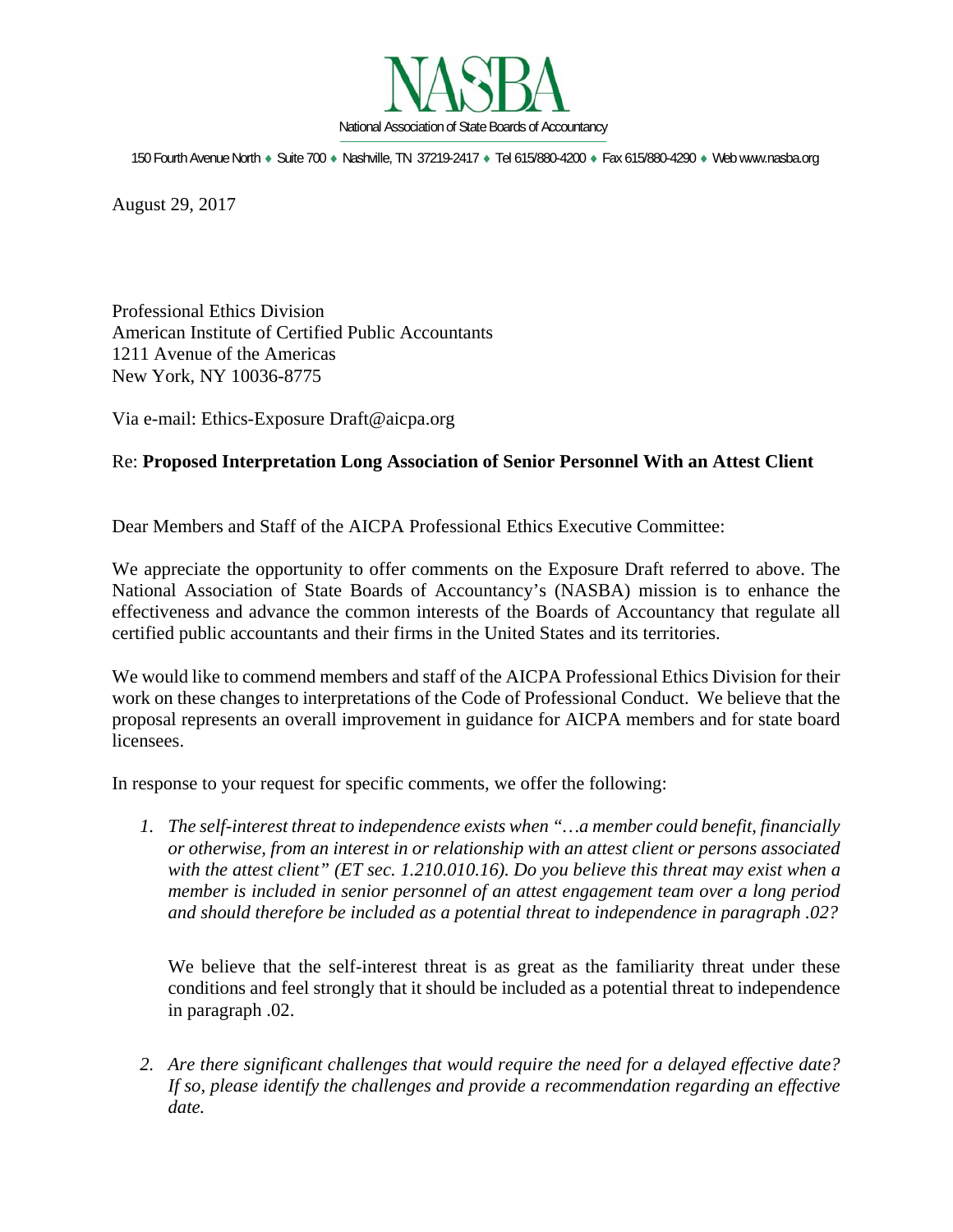# NASBA

National Association of State Boards of Accountancy

150 Fourth Avenue North ♦ Suite 700 ♦ Nashville, TN 37219-2417 ♦ Tel 615/880-4200 ♦ Fax 615/880-4290 ♦ Web www.nasba.org

August 29, 2017

Professional Ethics Division
American Institute of Certified Public Accountants
1211 Avenue of the Americas
New York, NY 10036-8775

Via e-mail: Ethics-Exposure Draft@aicpa.org

Re: **Proposed Interpretation Long Association of Senior Personnel With an Attest Client**

Dear Members and Staff of the AICPA Professional Ethics Executive Committee:

We appreciate the opportunity to offer comments on the Exposure Draft referred to above. The National Association of State Boards of Accountancy's (NASBA) mission is to enhance the effectiveness and advance the common interests of the Boards of Accountancy that regulate all certified public accountants and their firms in the United States and its territories.

We would like to commend members and staff of the AICPA Professional Ethics Division for their work on these changes to interpretations of the Code of Professional Conduct. We believe that the proposal represents an overall improvement in guidance for AICPA members and for state board licensees.

In response to your request for specific comments, we offer the following:

1. *The self-interest threat to independence exists when "…a member could benefit, financially or otherwise, from an interest in or relationship with an attest client or persons associated with the attest client" (ET sec. 1.210.010.16). Do you believe this threat may exist when a member is included in senior personnel of an attest engagement team over a long period and should therefore be included as a potential threat to independence in paragraph .02?*

   We believe that the self-interest threat is as great as the familiarity threat under these conditions and feel strongly that it should be included as a potential threat to independence in paragraph .02.

2. *Are there significant challenges that would require the need for a delayed effective date? If so, please identify the challenges and provide a recommendation regarding an effective date.*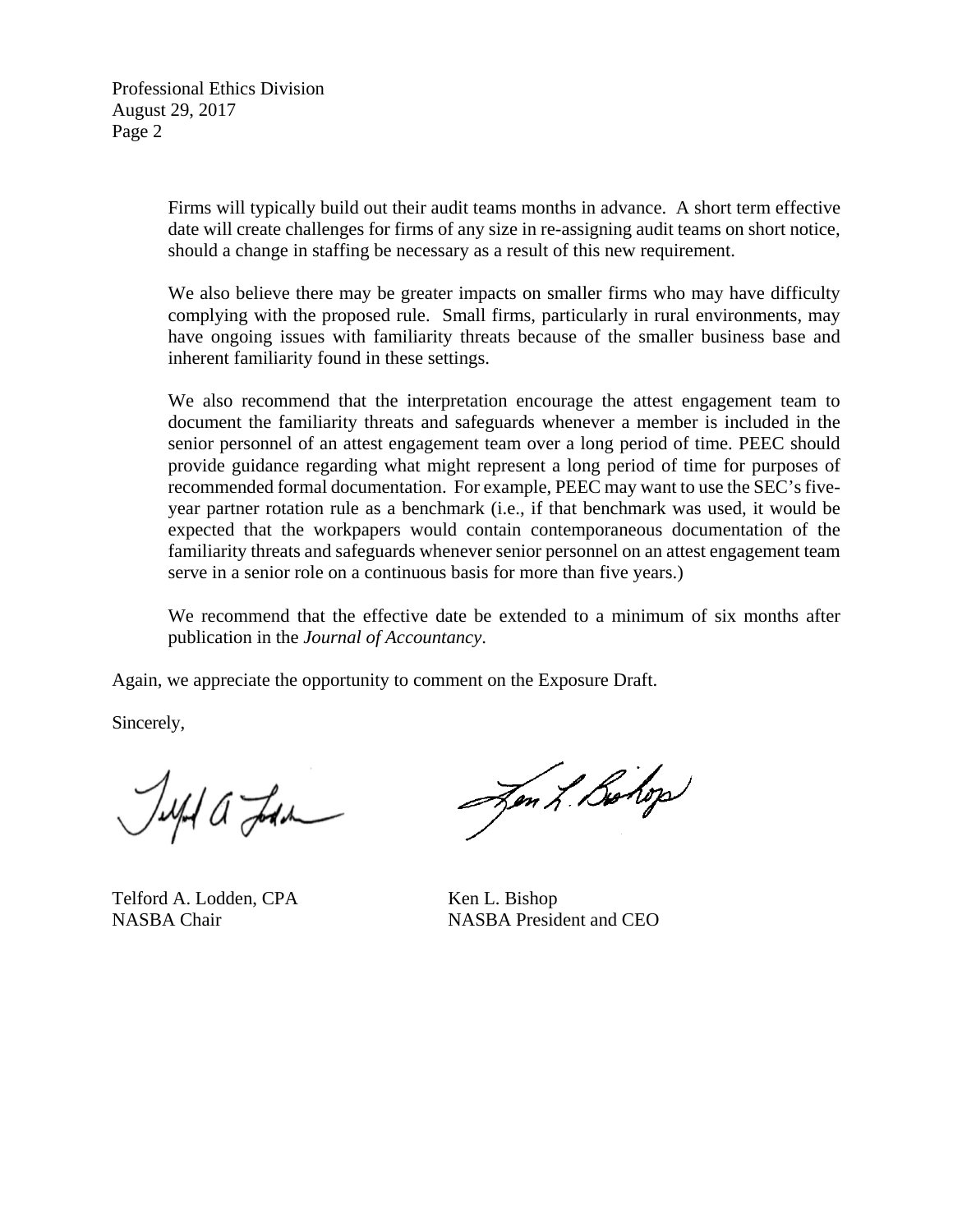Firms will typically build out their audit teams months in advance. A short term effective date will create challenges for firms of any size in re-assigning audit teams on short notice, should a change in staffing be necessary as a result of this new requirement.

We also believe there may be greater impacts on smaller firms who may have difficulty complying with the proposed rule. Small firms, particularly in rural environments, may have ongoing issues with familiarity threats because of the smaller business base and inherent familiarity found in these settings.

We also recommend that the interpretation encourage the attest engagement team to document the familiarity threats and safeguards whenever a member is included in the senior personnel of an attest engagement team over a long period of time. PEEC should provide guidance regarding what might represent a long period of time for purposes of recommended formal documentation. For example, PEEC may want to use the SEC's five-year partner rotation rule as a benchmark (i.e., if that benchmark was used, it would be expected that the workpapers would contain contemporaneous documentation of the familiarity threats and safeguards whenever senior personnel on an attest engagement team serve in a senior role on a continuous basis for more than five years.)

We recommend that the effective date be extended to a minimum of six months after publication in the *Journal of Accountancy*.

Again, we appreciate the opportunity to comment on the Exposure Draft.

Sincerely,

Telford A. Lodden, CPA
NASBA Chair

Ken L. Bishop
NASBA President and CEO